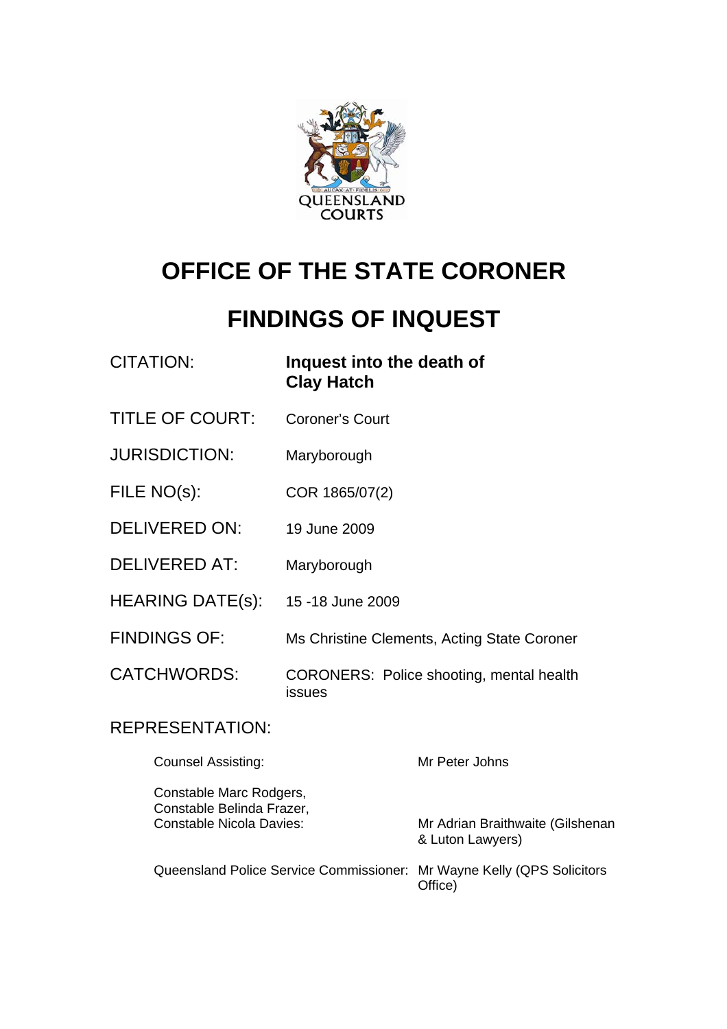# OFFICE OF THE STATE CORONER

# FINDINGS OF INQUEST

| | |
|---|---|
| CITATION: | **Inquest into the death of Clay Hatch** |
| TITLE OF COURT: | Coroner's Court |
| JURISDICTION: | Maryborough |
| FILE NO(s): | COR 1865/07(2) |
| DELIVERED ON: | 19 June 2009 |
| DELIVERED AT: | Maryborough |
| HEARING DATE(s): | 15 -18 June 2009 |
| FINDINGS OF: | Ms Christine Clements, Acting State Coroner |
| CATCHWORDS: | CORONERS: Police shooting, mental health issues |

REPRESENTATION:

| | |
|---|---|
| Counsel Assisting: | Mr Peter Johns |
| Constable Marc Rodgers, Constable Belinda Frazer, Constable Nicola Davies: | Mr Adrian Braithwaite (Gilshenan & Luton Lawyers) |
| Queensland Police Service Commissioner: | Mr Wayne Kelly (QPS Solicitors Office) |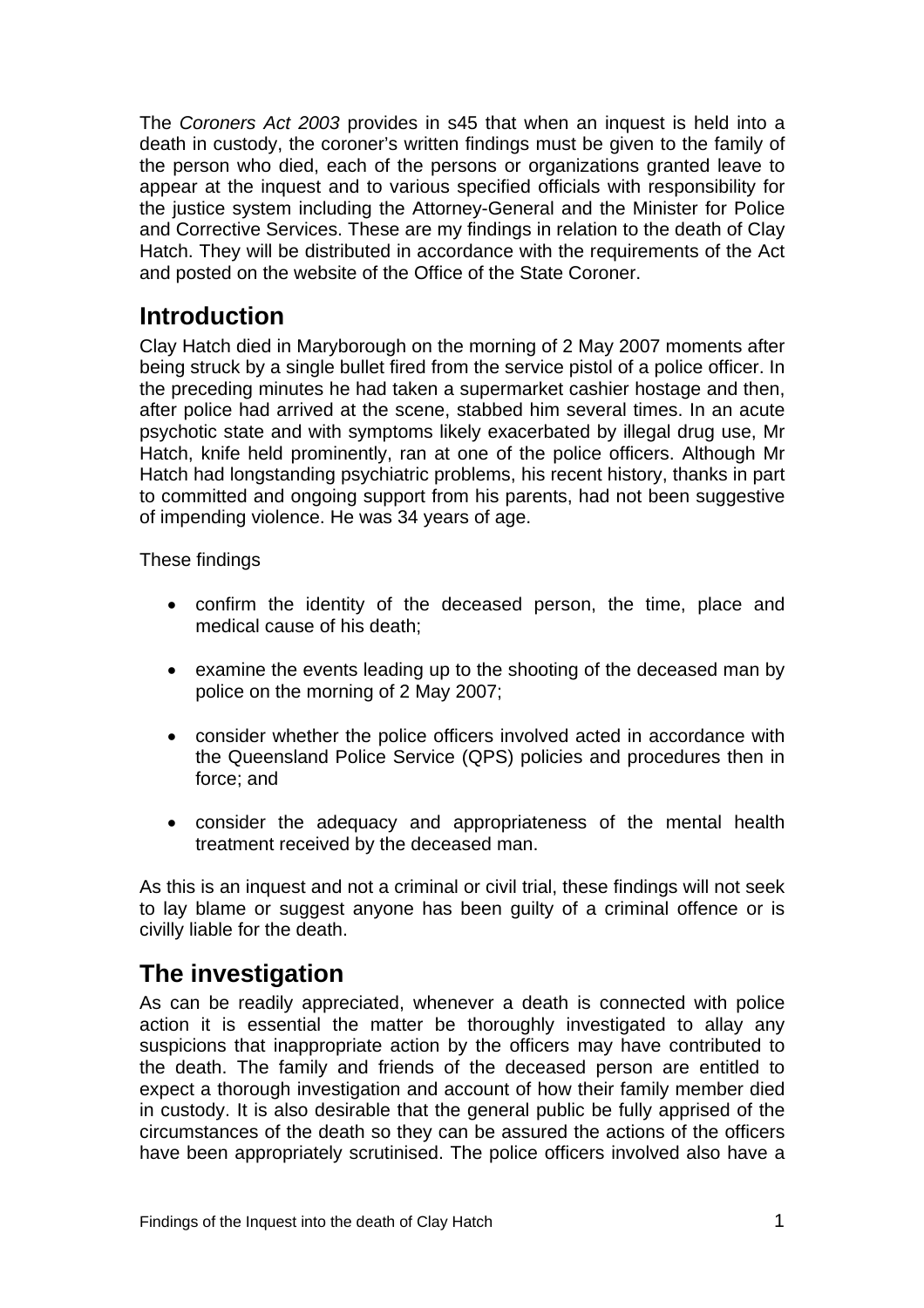The *Coroners Act 2003* provides in s45 that when an inquest is held into a death in custody, the coroner's written findings must be given to the family of the person who died, each of the persons or organizations granted leave to appear at the inquest and to various specified officials with responsibility for the justice system including the Attorney-General and the Minister for Police and Corrective Services. These are my findings in relation to the death of Clay Hatch. They will be distributed in accordance with the requirements of the Act and posted on the website of the Office of the State Coroner.

## Introduction

Clay Hatch died in Maryborough on the morning of 2 May 2007 moments after being struck by a single bullet fired from the service pistol of a police officer. In the preceding minutes he had taken a supermarket cashier hostage and then, after police had arrived at the scene, stabbed him several times. In an acute psychotic state and with symptoms likely exacerbated by illegal drug use, Mr Hatch, knife held prominently, ran at one of the police officers. Although Mr Hatch had longstanding psychiatric problems, his recent history, thanks in part to committed and ongoing support from his parents, had not been suggestive of impending violence. He was 34 years of age.

These findings

- confirm the identity of the deceased person, the time, place and medical cause of his death;
- examine the events leading up to the shooting of the deceased man by police on the morning of 2 May 2007;
- consider whether the police officers involved acted in accordance with the Queensland Police Service (QPS) policies and procedures then in force; and
- consider the adequacy and appropriateness of the mental health treatment received by the deceased man.

As this is an inquest and not a criminal or civil trial, these findings will not seek to lay blame or suggest anyone has been guilty of a criminal offence or is civilly liable for the death.

## The investigation

As can be readily appreciated, whenever a death is connected with police action it is essential the matter be thoroughly investigated to allay any suspicions that inappropriate action by the officers may have contributed to the death. The family and friends of the deceased person are entitled to expect a thorough investigation and account of how their family member died in custody. It is also desirable that the general public be fully apprised of the circumstances of the death so they can be assured the actions of the officers have been appropriately scrutinised. The police officers involved also have a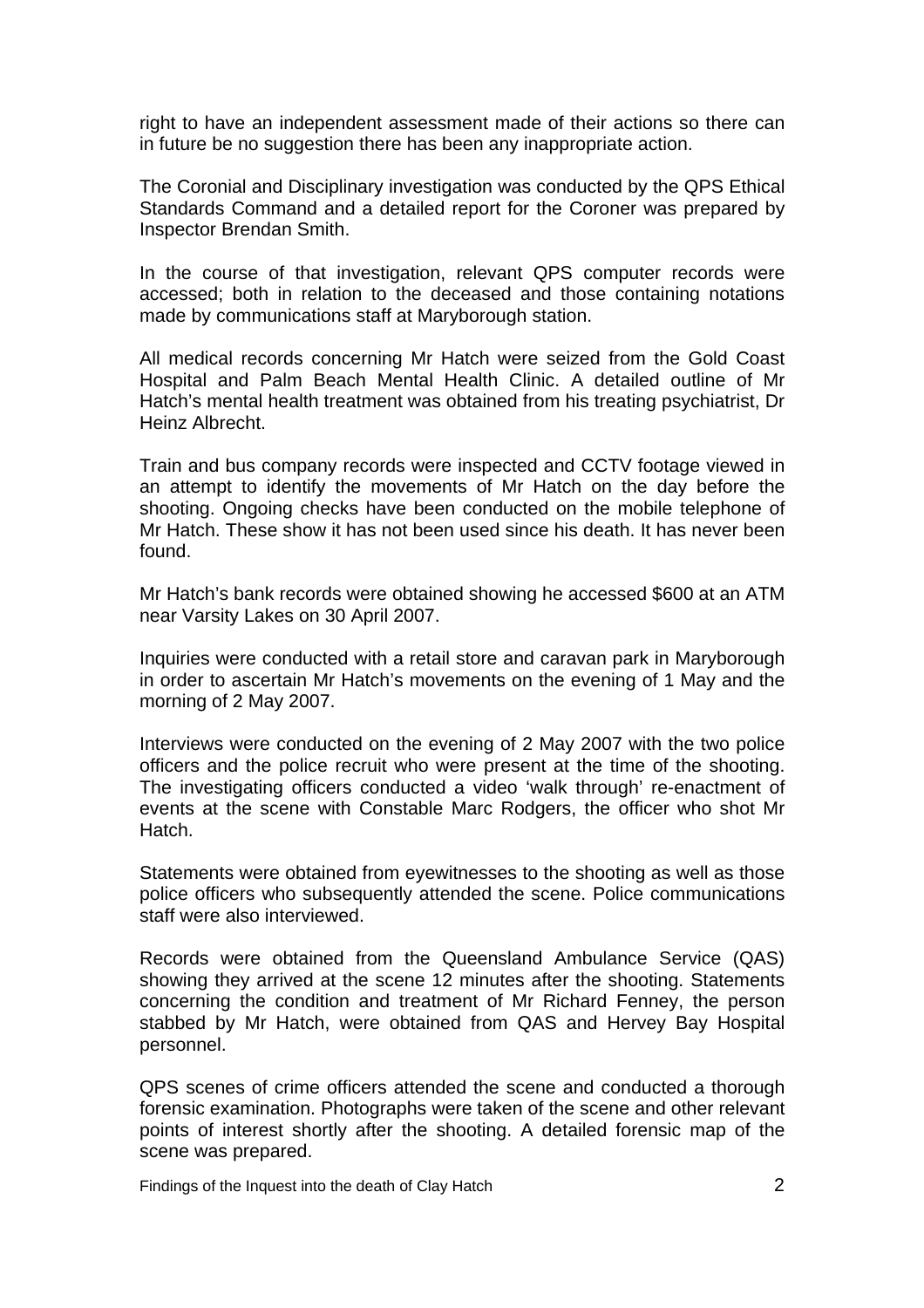right to have an independent assessment made of their actions so there can in future be no suggestion there has been any inappropriate action.

The Coronial and Disciplinary investigation was conducted by the QPS Ethical Standards Command and a detailed report for the Coroner was prepared by Inspector Brendan Smith.

In the course of that investigation, relevant QPS computer records were accessed; both in relation to the deceased and those containing notations made by communications staff at Maryborough station.

All medical records concerning Mr Hatch were seized from the Gold Coast Hospital and Palm Beach Mental Health Clinic. A detailed outline of Mr Hatch's mental health treatment was obtained from his treating psychiatrist, Dr Heinz Albrecht.

Train and bus company records were inspected and CCTV footage viewed in an attempt to identify the movements of Mr Hatch on the day before the shooting. Ongoing checks have been conducted on the mobile telephone of Mr Hatch. These show it has not been used since his death. It has never been found.

Mr Hatch's bank records were obtained showing he accessed $600 at an ATM near Varsity Lakes on 30 April 2007.

Inquiries were conducted with a retail store and caravan park in Maryborough in order to ascertain Mr Hatch's movements on the evening of 1 May and the morning of 2 May 2007.

Interviews were conducted on the evening of 2 May 2007 with the two police officers and the police recruit who were present at the time of the shooting. The investigating officers conducted a video 'walk through' re-enactment of events at the scene with Constable Marc Rodgers, the officer who shot Mr Hatch.

Statements were obtained from eyewitnesses to the shooting as well as those police officers who subsequently attended the scene. Police communications staff were also interviewed.

Records were obtained from the Queensland Ambulance Service (QAS) showing they arrived at the scene 12 minutes after the shooting. Statements concerning the condition and treatment of Mr Richard Fenney, the person stabbed by Mr Hatch, were obtained from QAS and Hervey Bay Hospital personnel.

QPS scenes of crime officers attended the scene and conducted a thorough forensic examination. Photographs were taken of the scene and other relevant points of interest shortly after the shooting. A detailed forensic map of the scene was prepared.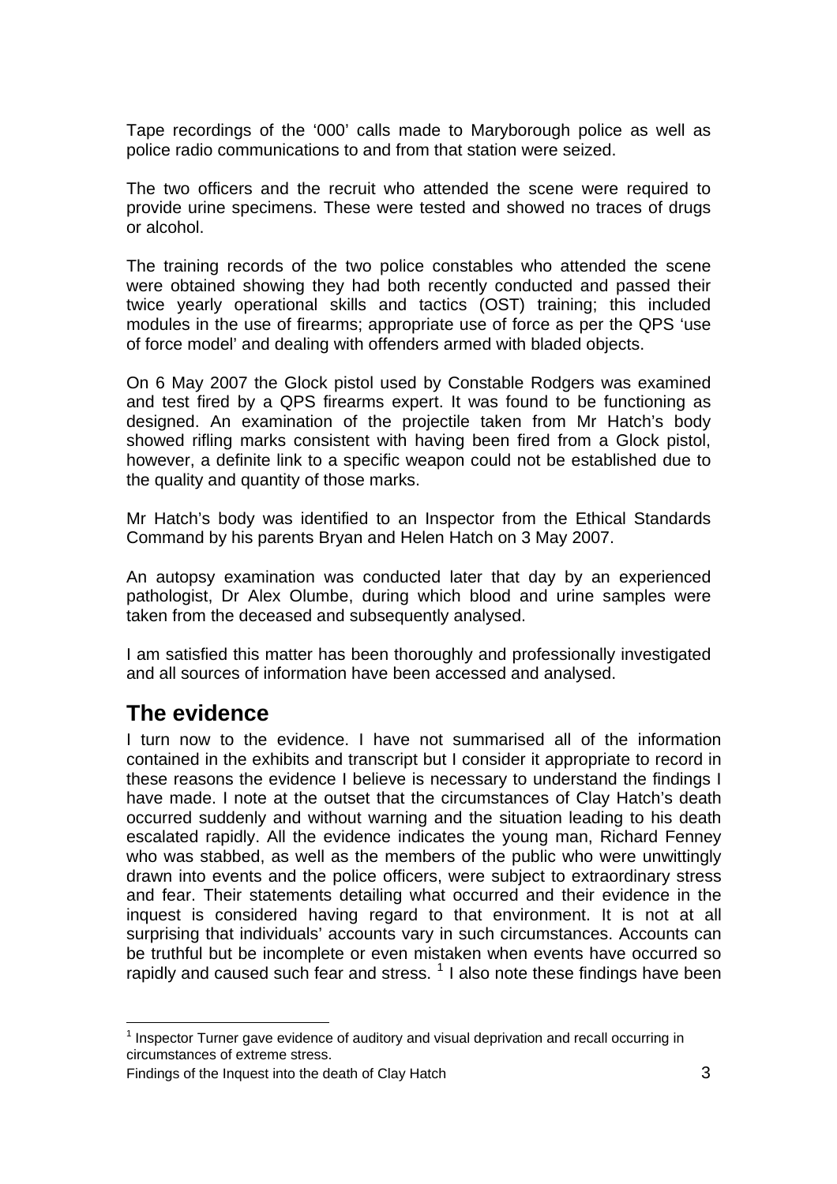Tape recordings of the '000' calls made to Maryborough police as well as police radio communications to and from that station were seized.

The two officers and the recruit who attended the scene were required to provide urine specimens. These were tested and showed no traces of drugs or alcohol.

The training records of the two police constables who attended the scene were obtained showing they had both recently conducted and passed their twice yearly operational skills and tactics (OST) training; this included modules in the use of firearms; appropriate use of force as per the QPS 'use of force model' and dealing with offenders armed with bladed objects.

On 6 May 2007 the Glock pistol used by Constable Rodgers was examined and test fired by a QPS firearms expert. It was found to be functioning as designed. An examination of the projectile taken from Mr Hatch's body showed rifling marks consistent with having been fired from a Glock pistol, however, a definite link to a specific weapon could not be established due to the quality and quantity of those marks.

Mr Hatch's body was identified to an Inspector from the Ethical Standards Command by his parents Bryan and Helen Hatch on 3 May 2007.

An autopsy examination was conducted later that day by an experienced pathologist, Dr Alex Olumbe, during which blood and urine samples were taken from the deceased and subsequently analysed.

I am satisfied this matter has been thoroughly and professionally investigated and all sources of information have been accessed and analysed.

## The evidence

I turn now to the evidence. I have not summarised all of the information contained in the exhibits and transcript but I consider it appropriate to record in these reasons the evidence I believe is necessary to understand the findings I have made. I note at the outset that the circumstances of Clay Hatch's death occurred suddenly and without warning and the situation leading to his death escalated rapidly. All the evidence indicates the young man, Richard Fenney who was stabbed, as well as the members of the public who were unwittingly drawn into events and the police officers, were subject to extraordinary stress and fear. Their statements detailing what occurred and their evidence in the inquest is considered having regard to that environment. It is not at all surprising that individuals' accounts vary in such circumstances. Accounts can be truthful but be incomplete or even mistaken when events have occurred so rapidly and caused such fear and stress. [1] I also note these findings have been

[1] Inspector Turner gave evidence of auditory and visual deprivation and recall occurring in circumstances of extreme stress.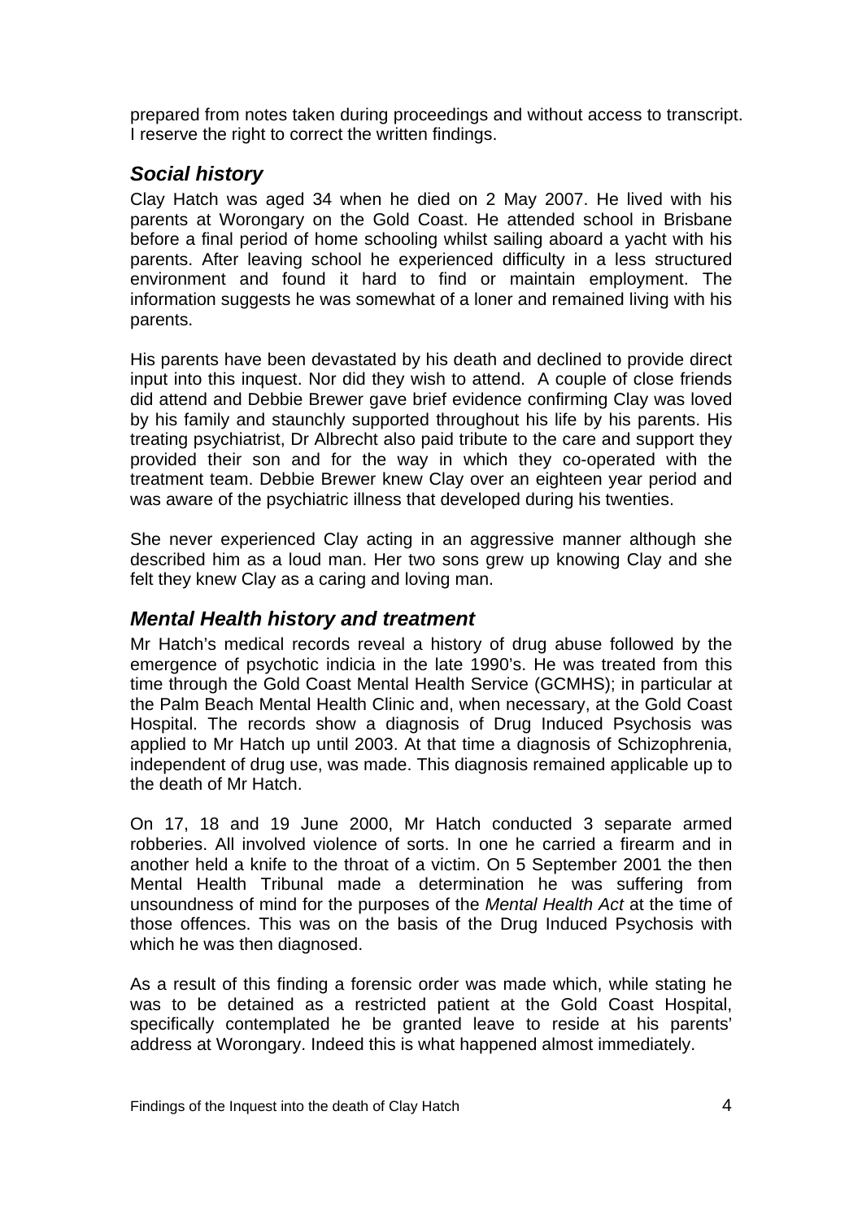prepared from notes taken during proceedings and without access to transcript. I reserve the right to correct the written findings.

## *Social history*

Clay Hatch was aged 34 when he died on 2 May 2007. He lived with his parents at Worongary on the Gold Coast. He attended school in Brisbane before a final period of home schooling whilst sailing aboard a yacht with his parents. After leaving school he experienced difficulty in a less structured environment and found it hard to find or maintain employment. The information suggests he was somewhat of a loner and remained living with his parents.

His parents have been devastated by his death and declined to provide direct input into this inquest. Nor did they wish to attend. A couple of close friends did attend and Debbie Brewer gave brief evidence confirming Clay was loved by his family and staunchly supported throughout his life by his parents. His treating psychiatrist, Dr Albrecht also paid tribute to the care and support they provided their son and for the way in which they co-operated with the treatment team. Debbie Brewer knew Clay over an eighteen year period and was aware of the psychiatric illness that developed during his twenties.

She never experienced Clay acting in an aggressive manner although she described him as a loud man. Her two sons grew up knowing Clay and she felt they knew Clay as a caring and loving man.

## *Mental Health history and treatment*

Mr Hatch's medical records reveal a history of drug abuse followed by the emergence of psychotic indicia in the late 1990's. He was treated from this time through the Gold Coast Mental Health Service (GCMHS); in particular at the Palm Beach Mental Health Clinic and, when necessary, at the Gold Coast Hospital. The records show a diagnosis of Drug Induced Psychosis was applied to Mr Hatch up until 2003. At that time a diagnosis of Schizophrenia, independent of drug use, was made. This diagnosis remained applicable up to the death of Mr Hatch.

On 17, 18 and 19 June 2000, Mr Hatch conducted 3 separate armed robberies. All involved violence of sorts. In one he carried a firearm and in another held a knife to the throat of a victim. On 5 September 2001 the then Mental Health Tribunal made a determination he was suffering from unsoundness of mind for the purposes of the *Mental Health Act* at the time of those offences. This was on the basis of the Drug Induced Psychosis with which he was then diagnosed.

As a result of this finding a forensic order was made which, while stating he was to be detained as a restricted patient at the Gold Coast Hospital, specifically contemplated he be granted leave to reside at his parents' address at Worongary. Indeed this is what happened almost immediately.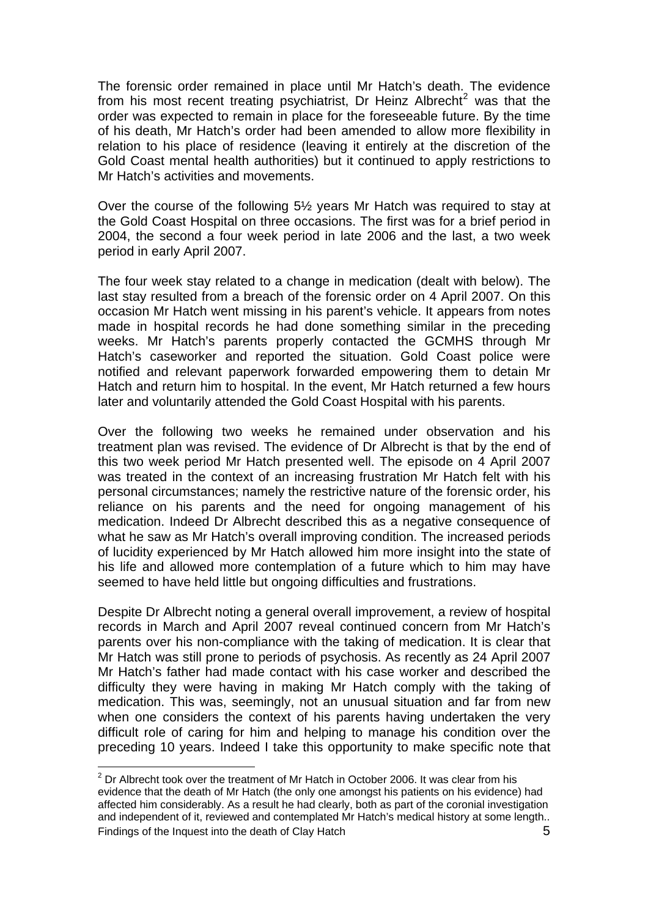The forensic order remained in place until Mr Hatch's death. The evidence from his most recent treating psychiatrist, Dr Heinz Albrecht[2] was that the order was expected to remain in place for the foreseeable future. By the time of his death, Mr Hatch's order had been amended to allow more flexibility in relation to his place of residence (leaving it entirely at the discretion of the Gold Coast mental health authorities) but it continued to apply restrictions to Mr Hatch's activities and movements.

Over the course of the following 5½ years Mr Hatch was required to stay at the Gold Coast Hospital on three occasions. The first was for a brief period in 2004, the second a four week period in late 2006 and the last, a two week period in early April 2007.

The four week stay related to a change in medication (dealt with below). The last stay resulted from a breach of the forensic order on 4 April 2007. On this occasion Mr Hatch went missing in his parent's vehicle. It appears from notes made in hospital records he had done something similar in the preceding weeks. Mr Hatch's parents properly contacted the GCMHS through Mr Hatch's caseworker and reported the situation. Gold Coast police were notified and relevant paperwork forwarded empowering them to detain Mr Hatch and return him to hospital. In the event, Mr Hatch returned a few hours later and voluntarily attended the Gold Coast Hospital with his parents.

Over the following two weeks he remained under observation and his treatment plan was revised. The evidence of Dr Albrecht is that by the end of this two week period Mr Hatch presented well. The episode on 4 April 2007 was treated in the context of an increasing frustration Mr Hatch felt with his personal circumstances; namely the restrictive nature of the forensic order, his reliance on his parents and the need for ongoing management of his medication. Indeed Dr Albrecht described this as a negative consequence of what he saw as Mr Hatch's overall improving condition. The increased periods of lucidity experienced by Mr Hatch allowed him more insight into the state of his life and allowed more contemplation of a future which to him may have seemed to have held little but ongoing difficulties and frustrations.

Despite Dr Albrecht noting a general overall improvement, a review of hospital records in March and April 2007 reveal continued concern from Mr Hatch's parents over his non-compliance with the taking of medication. It is clear that Mr Hatch was still prone to periods of psychosis. As recently as 24 April 2007 Mr Hatch's father had made contact with his case worker and described the difficulty they were having in making Mr Hatch comply with the taking of medication. This was, seemingly, not an unusual situation and far from new when one considers the context of his parents having undertaken the very difficult role of caring for him and helping to manage his condition over the preceding 10 years. Indeed I take this opportunity to make specific note that

[2] Dr Albrecht took over the treatment of Mr Hatch in October 2006. It was clear from his evidence that the death of Mr Hatch (the only one amongst his patients on his evidence) had affected him considerably. As a result he had clearly, both as part of the coronial investigation and independent of it, reviewed and contemplated Mr Hatch's medical history at some length..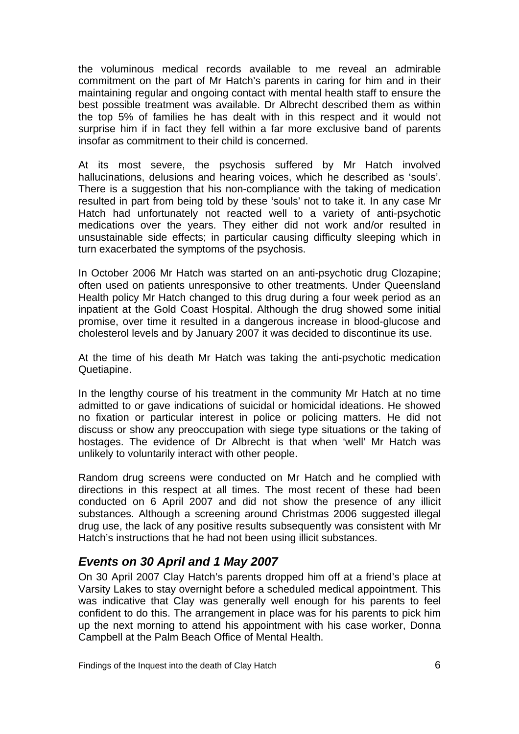the voluminous medical records available to me reveal an admirable commitment on the part of Mr Hatch's parents in caring for him and in their maintaining regular and ongoing contact with mental health staff to ensure the best possible treatment was available. Dr Albrecht described them as within the top 5% of families he has dealt with in this respect and it would not surprise him if in fact they fell within a far more exclusive band of parents insofar as commitment to their child is concerned.

At its most severe, the psychosis suffered by Mr Hatch involved hallucinations, delusions and hearing voices, which he described as 'souls'. There is a suggestion that his non-compliance with the taking of medication resulted in part from being told by these 'souls' not to take it. In any case Mr Hatch had unfortunately not reacted well to a variety of anti-psychotic medications over the years. They either did not work and/or resulted in unsustainable side effects; in particular causing difficulty sleeping which in turn exacerbated the symptoms of the psychosis.

In October 2006 Mr Hatch was started on an anti-psychotic drug Clozapine; often used on patients unresponsive to other treatments. Under Queensland Health policy Mr Hatch changed to this drug during a four week period as an inpatient at the Gold Coast Hospital. Although the drug showed some initial promise, over time it resulted in a dangerous increase in blood-glucose and cholesterol levels and by January 2007 it was decided to discontinue its use.

At the time of his death Mr Hatch was taking the anti-psychotic medication Quetiapine.

In the lengthy course of his treatment in the community Mr Hatch at no time admitted to or gave indications of suicidal or homicidal ideations. He showed no fixation or particular interest in police or policing matters. He did not discuss or show any preoccupation with siege type situations or the taking of hostages. The evidence of Dr Albrecht is that when 'well' Mr Hatch was unlikely to voluntarily interact with other people.

Random drug screens were conducted on Mr Hatch and he complied with directions in this respect at all times. The most recent of these had been conducted on 6 April 2007 and did not show the presence of any illicit substances. Although a screening around Christmas 2006 suggested illegal drug use, the lack of any positive results subsequently was consistent with Mr Hatch's instructions that he had not been using illicit substances.

## *Events on 30 April and 1 May 2007*

On 30 April 2007 Clay Hatch's parents dropped him off at a friend's place at Varsity Lakes to stay overnight before a scheduled medical appointment. This was indicative that Clay was generally well enough for his parents to feel confident to do this. The arrangement in place was for his parents to pick him up the next morning to attend his appointment with his case worker, Donna Campbell at the Palm Beach Office of Mental Health.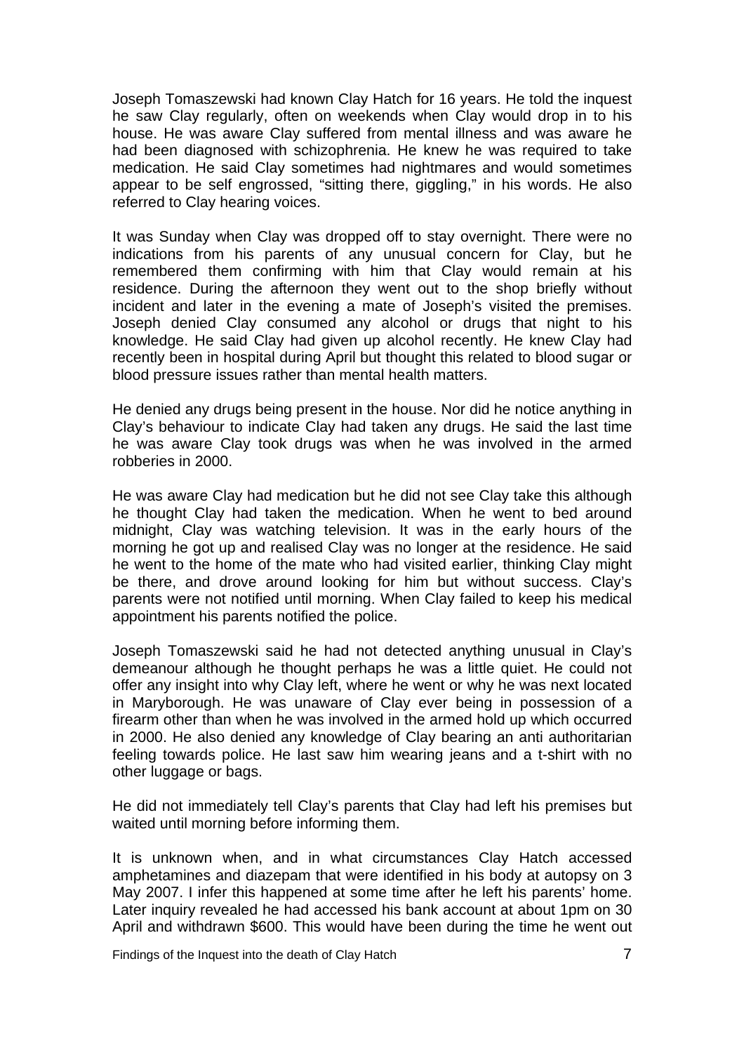Joseph Tomaszewski had known Clay Hatch for 16 years. He told the inquest he saw Clay regularly, often on weekends when Clay would drop in to his house. He was aware Clay suffered from mental illness and was aware he had been diagnosed with schizophrenia. He knew he was required to take medication. He said Clay sometimes had nightmares and would sometimes appear to be self engrossed, "sitting there, giggling," in his words. He also referred to Clay hearing voices.

It was Sunday when Clay was dropped off to stay overnight. There were no indications from his parents of any unusual concern for Clay, but he remembered them confirming with him that Clay would remain at his residence. During the afternoon they went out to the shop briefly without incident and later in the evening a mate of Joseph's visited the premises. Joseph denied Clay consumed any alcohol or drugs that night to his knowledge. He said Clay had given up alcohol recently. He knew Clay had recently been in hospital during April but thought this related to blood sugar or blood pressure issues rather than mental health matters.

He denied any drugs being present in the house. Nor did he notice anything in Clay's behaviour to indicate Clay had taken any drugs. He said the last time he was aware Clay took drugs was when he was involved in the armed robberies in 2000.

He was aware Clay had medication but he did not see Clay take this although he thought Clay had taken the medication. When he went to bed around midnight, Clay was watching television. It was in the early hours of the morning he got up and realised Clay was no longer at the residence. He said he went to the home of the mate who had visited earlier, thinking Clay might be there, and drove around looking for him but without success. Clay's parents were not notified until morning. When Clay failed to keep his medical appointment his parents notified the police.

Joseph Tomaszewski said he had not detected anything unusual in Clay's demeanour although he thought perhaps he was a little quiet. He could not offer any insight into why Clay left, where he went or why he was next located in Maryborough. He was unaware of Clay ever being in possession of a firearm other than when he was involved in the armed hold up which occurred in 2000. He also denied any knowledge of Clay bearing an anti authoritarian feeling towards police. He last saw him wearing jeans and a t-shirt with no other luggage or bags.

He did not immediately tell Clay's parents that Clay had left his premises but waited until morning before informing them.

It is unknown when, and in what circumstances Clay Hatch accessed amphetamines and diazepam that were identified in his body at autopsy on 3 May 2007. I infer this happened at some time after he left his parents' home. Later inquiry revealed he had accessed his bank account at about 1pm on 30 April and withdrawn $600. This would have been during the time he went out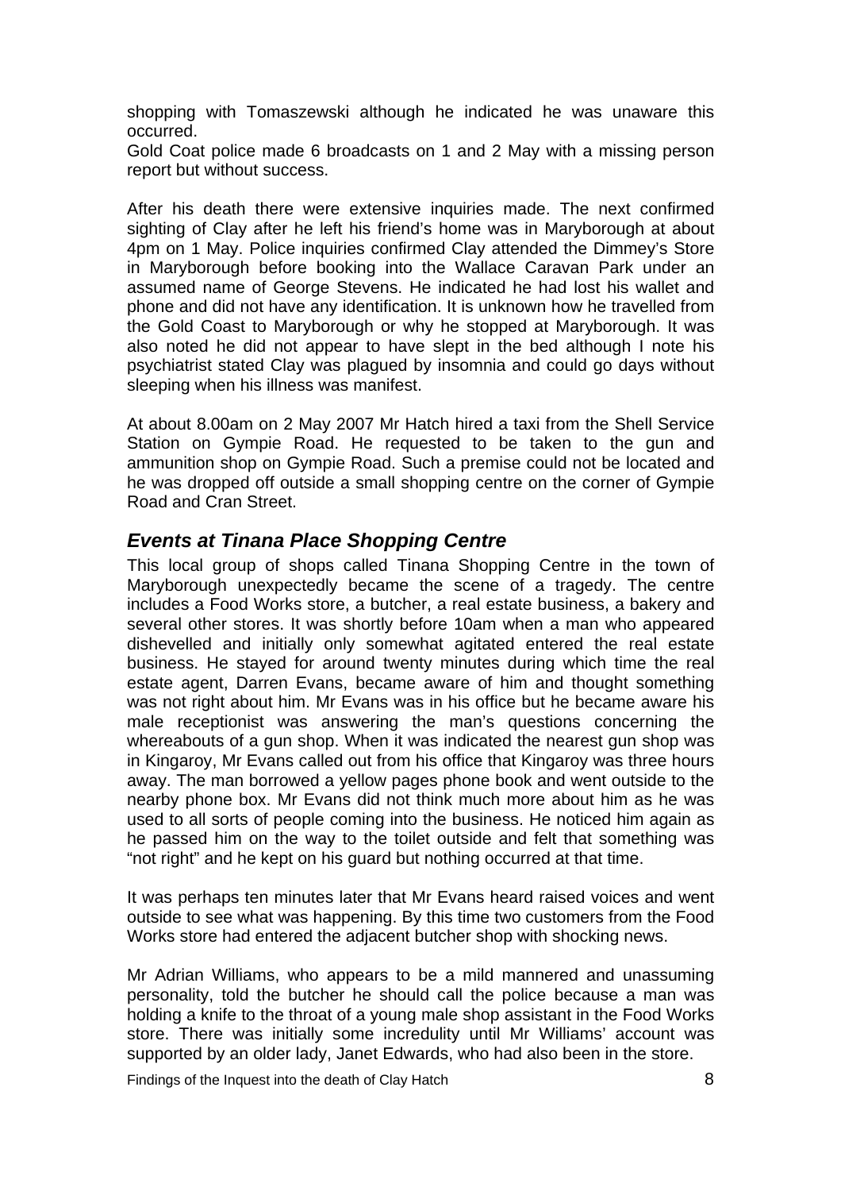shopping with Tomaszewski although he indicated he was unaware this occurred.
Gold Coast police made 6 broadcasts on 1 and 2 May with a missing person report but without success.

After his death there were extensive inquiries made. The next confirmed sighting of Clay after he left his friend's home was in Maryborough at about 4pm on 1 May. Police inquiries confirmed Clay attended the Dimmey's Store in Maryborough before booking into the Wallace Caravan Park under an assumed name of George Stevens. He indicated he had lost his wallet and phone and did not have any identification. It is unknown how he travelled from the Gold Coast to Maryborough or why he stopped at Maryborough. It was also noted he did not appear to have slept in the bed although I note his psychiatrist stated Clay was plagued by insomnia and could go days without sleeping when his illness was manifest.

At about 8.00am on 2 May 2007 Mr Hatch hired a taxi from the Shell Service Station on Gympie Road. He requested to be taken to the gun and ammunition shop on Gympie Road. Such a premise could not be located and he was dropped off outside a small shopping centre on the corner of Gympie Road and Cran Street.

## *Events at Tinana Place Shopping Centre*

This local group of shops called Tinana Shopping Centre in the town of Maryborough unexpectedly became the scene of a tragedy. The centre includes a Food Works store, a butcher, a real estate business, a bakery and several other stores. It was shortly before 10am when a man who appeared dishevelled and initially only somewhat agitated entered the real estate business. He stayed for around twenty minutes during which time the real estate agent, Darren Evans, became aware of him and thought something was not right about him. Mr Evans was in his office but he became aware his male receptionist was answering the man's questions concerning the whereabouts of a gun shop. When it was indicated the nearest gun shop was in Kingaroy, Mr Evans called out from his office that Kingaroy was three hours away. The man borrowed a yellow pages phone book and went outside to the nearby phone box. Mr Evans did not think much more about him as he was used to all sorts of people coming into the business. He noticed him again as he passed him on the way to the toilet outside and felt that something was "not right" and he kept on his guard but nothing occurred at that time.

It was perhaps ten minutes later that Mr Evans heard raised voices and went outside to see what was happening. By this time two customers from the Food Works store had entered the adjacent butcher shop with shocking news.

Mr Adrian Williams, who appears to be a mild mannered and unassuming personality, told the butcher he should call the police because a man was holding a knife to the throat of a young male shop assistant in the Food Works store. There was initially some incredulity until Mr Williams' account was supported by an older lady, Janet Edwards, who had also been in the store.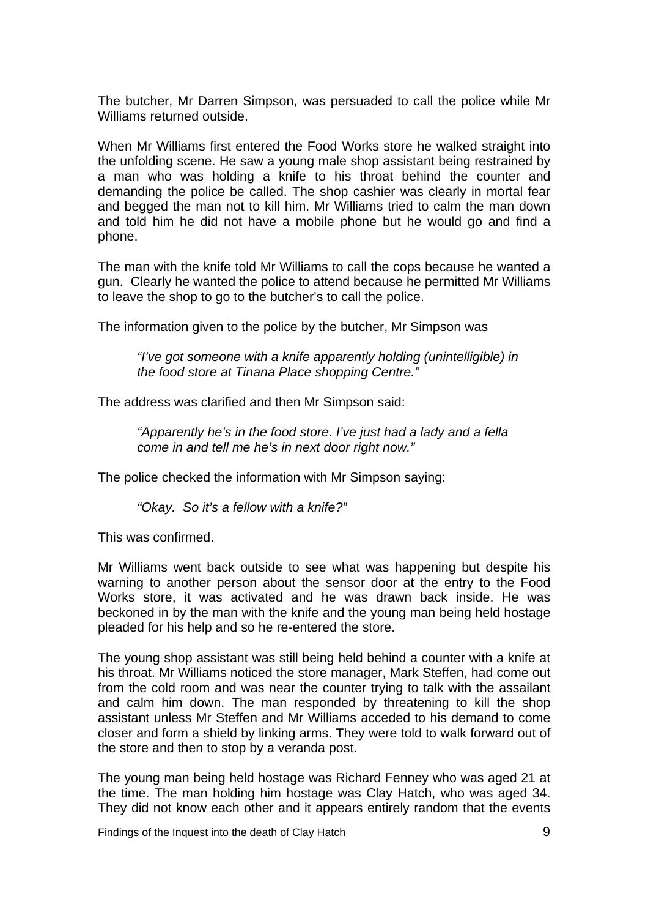The butcher, Mr Darren Simpson, was persuaded to call the police while Mr Williams returned outside.

When Mr Williams first entered the Food Works store he walked straight into the unfolding scene. He saw a young male shop assistant being restrained by a man who was holding a knife to his throat behind the counter and demanding the police be called. The shop cashier was clearly in mortal fear and begged the man not to kill him. Mr Williams tried to calm the man down and told him he did not have a mobile phone but he would go and find a phone.

The man with the knife told Mr Williams to call the cops because he wanted a gun. Clearly he wanted the police to attend because he permitted Mr Williams to leave the shop to go to the butcher's to call the police.

The information given to the police by the butcher, Mr Simpson was

> *"I've got someone with a knife apparently holding (unintelligible) in the food store at Tinana Place shopping Centre."*

The address was clarified and then Mr Simpson said:

> *"Apparently he's in the food store. I've just had a lady and a fella come in and tell me he's in next door right now."*

The police checked the information with Mr Simpson saying:

> *"Okay. So it's a fellow with a knife?"*

This was confirmed.

Mr Williams went back outside to see what was happening but despite his warning to another person about the sensor door at the entry to the Food Works store, it was activated and he was drawn back inside. He was beckoned in by the man with the knife and the young man being held hostage pleaded for his help and so he re-entered the store.

The young shop assistant was still being held behind a counter with a knife at his throat. Mr Williams noticed the store manager, Mark Steffen, had come out from the cold room and was near the counter trying to talk with the assailant and calm him down. The man responded by threatening to kill the shop assistant unless Mr Steffen and Mr Williams acceded to his demand to come closer and form a shield by linking arms. They were told to walk forward out of the store and then to stop by a veranda post.

The young man being held hostage was Richard Fenney who was aged 21 at the time. The man holding him hostage was Clay Hatch, who was aged 34. They did not know each other and it appears entirely random that the events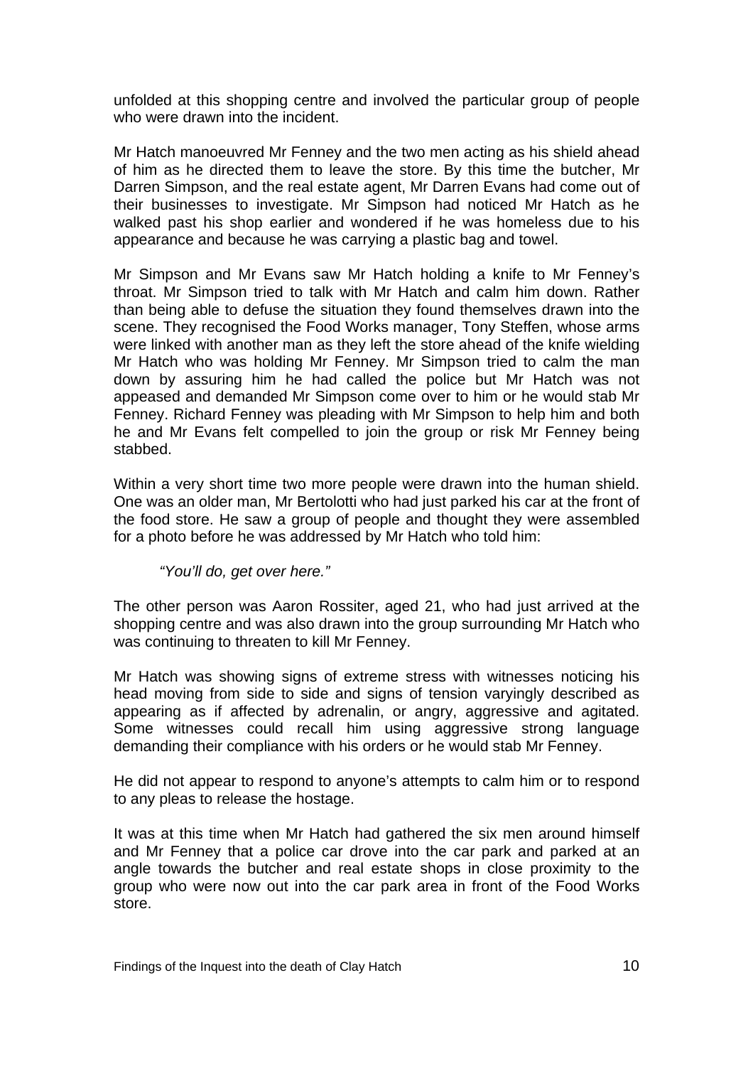unfolded at this shopping centre and involved the particular group of people who were drawn into the incident.

Mr Hatch manoeuvred Mr Fenney and the two men acting as his shield ahead of him as he directed them to leave the store. By this time the butcher, Mr Darren Simpson, and the real estate agent, Mr Darren Evans had come out of their businesses to investigate. Mr Simpson had noticed Mr Hatch as he walked past his shop earlier and wondered if he was homeless due to his appearance and because he was carrying a plastic bag and towel.

Mr Simpson and Mr Evans saw Mr Hatch holding a knife to Mr Fenney's throat. Mr Simpson tried to talk with Mr Hatch and calm him down. Rather than being able to defuse the situation they found themselves drawn into the scene. They recognised the Food Works manager, Tony Steffen, whose arms were linked with another man as they left the store ahead of the knife wielding Mr Hatch who was holding Mr Fenney. Mr Simpson tried to calm the man down by assuring him he had called the police but Mr Hatch was not appeased and demanded Mr Simpson come over to him or he would stab Mr Fenney. Richard Fenney was pleading with Mr Simpson to help him and both he and Mr Evans felt compelled to join the group or risk Mr Fenney being stabbed.

Within a very short time two more people were drawn into the human shield. One was an older man, Mr Bertolotti who had just parked his car at the front of the food store. He saw a group of people and thought they were assembled for a photo before he was addressed by Mr Hatch who told him:

> *"You'll do, get over here."*

The other person was Aaron Rossiter, aged 21, who had just arrived at the shopping centre and was also drawn into the group surrounding Mr Hatch who was continuing to threaten to kill Mr Fenney.

Mr Hatch was showing signs of extreme stress with witnesses noticing his head moving from side to side and signs of tension varyingly described as appearing as if affected by adrenalin, or angry, aggressive and agitated. Some witnesses could recall him using aggressive strong language demanding their compliance with his orders or he would stab Mr Fenney.

He did not appear to respond to anyone's attempts to calm him or to respond to any pleas to release the hostage.

It was at this time when Mr Hatch had gathered the six men around himself and Mr Fenney that a police car drove into the car park and parked at an angle towards the butcher and real estate shops in close proximity to the group who were now out into the car park area in front of the Food Works store.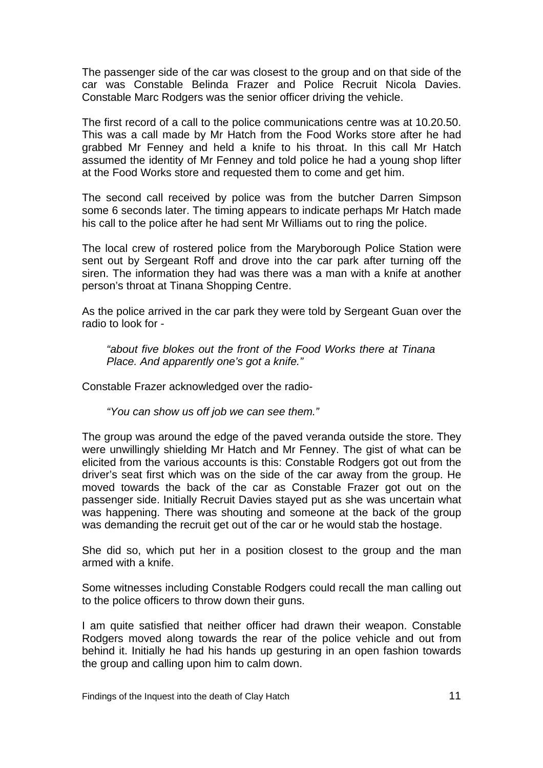The passenger side of the car was closest to the group and on that side of the car was Constable Belinda Frazer and Police Recruit Nicola Davies. Constable Marc Rodgers was the senior officer driving the vehicle.

The first record of a call to the police communications centre was at 10.20.50. This was a call made by Mr Hatch from the Food Works store after he had grabbed Mr Fenney and held a knife to his throat. In this call Mr Hatch assumed the identity of Mr Fenney and told police he had a young shop lifter at the Food Works store and requested them to come and get him.

The second call received by police was from the butcher Darren Simpson some 6 seconds later. The timing appears to indicate perhaps Mr Hatch made his call to the police after he had sent Mr Williams out to ring the police.

The local crew of rostered police from the Maryborough Police Station were sent out by Sergeant Roff and drove into the car park after turning off the siren. The information they had was there was a man with a knife at another person's throat at Tinana Shopping Centre.

As the police arrived in the car park they were told by Sergeant Guan over the radio to look for -

> *"about five blokes out the front of the Food Works there at Tinana Place. And apparently one's got a knife."*

Constable Frazer acknowledged over the radio-

> *"You can show us off job we can see them."*

The group was around the edge of the paved veranda outside the store. They were unwillingly shielding Mr Hatch and Mr Fenney. The gist of what can be elicited from the various accounts is this: Constable Rodgers got out from the driver's seat first which was on the side of the car away from the group. He moved towards the back of the car as Constable Frazer got out on the passenger side. Initially Recruit Davies stayed put as she was uncertain what was happening. There was shouting and someone at the back of the group was demanding the recruit get out of the car or he would stab the hostage.

She did so, which put her in a position closest to the group and the man armed with a knife.

Some witnesses including Constable Rodgers could recall the man calling out to the police officers to throw down their guns.

I am quite satisfied that neither officer had drawn their weapon. Constable Rodgers moved along towards the rear of the police vehicle and out from behind it. Initially he had his hands up gesturing in an open fashion towards the group and calling upon him to calm down.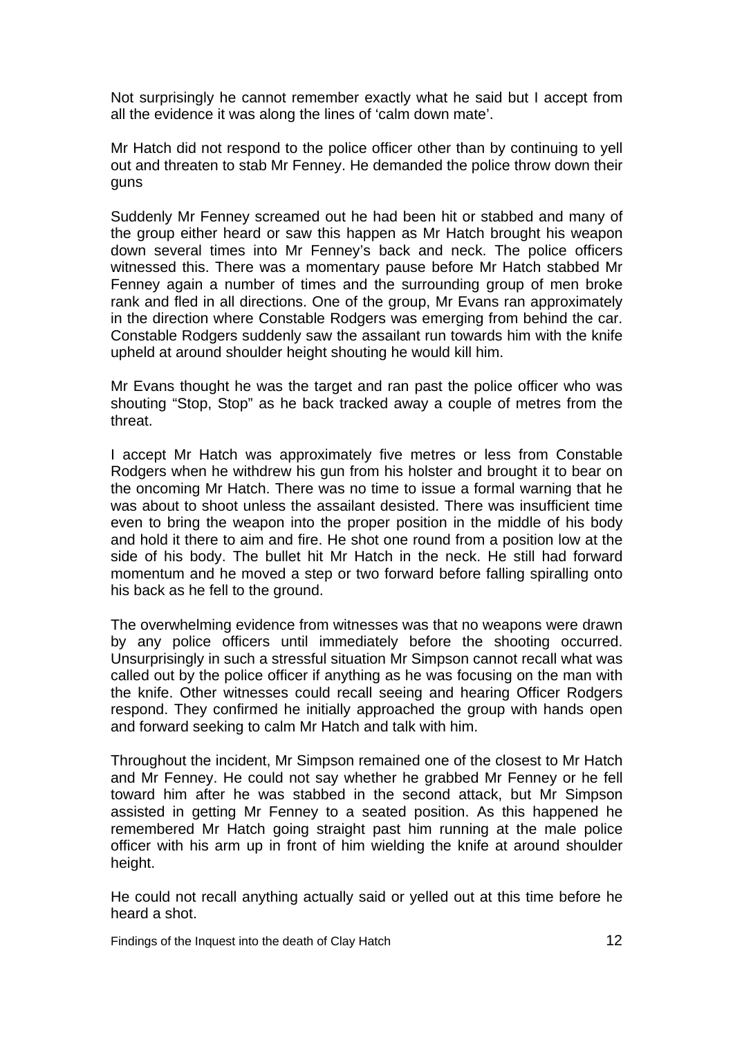Not surprisingly he cannot remember exactly what he said but I accept from all the evidence it was along the lines of 'calm down mate'.

Mr Hatch did not respond to the police officer other than by continuing to yell out and threaten to stab Mr Fenney. He demanded the police throw down their guns

Suddenly Mr Fenney screamed out he had been hit or stabbed and many of the group either heard or saw this happen as Mr Hatch brought his weapon down several times into Mr Fenney's back and neck. The police officers witnessed this. There was a momentary pause before Mr Hatch stabbed Mr Fenney again a number of times and the surrounding group of men broke rank and fled in all directions. One of the group, Mr Evans ran approximately in the direction where Constable Rodgers was emerging from behind the car. Constable Rodgers suddenly saw the assailant run towards him with the knife upheld at around shoulder height shouting he would kill him.

Mr Evans thought he was the target and ran past the police officer who was shouting "Stop, Stop" as he back tracked away a couple of metres from the threat.

I accept Mr Hatch was approximately five metres or less from Constable Rodgers when he withdrew his gun from his holster and brought it to bear on the oncoming Mr Hatch. There was no time to issue a formal warning that he was about to shoot unless the assailant desisted. There was insufficient time even to bring the weapon into the proper position in the middle of his body and hold it there to aim and fire. He shot one round from a position low at the side of his body. The bullet hit Mr Hatch in the neck. He still had forward momentum and he moved a step or two forward before falling spiralling onto his back as he fell to the ground.

The overwhelming evidence from witnesses was that no weapons were drawn by any police officers until immediately before the shooting occurred. Unsurprisingly in such a stressful situation Mr Simpson cannot recall what was called out by the police officer if anything as he was focusing on the man with the knife. Other witnesses could recall seeing and hearing Officer Rodgers respond. They confirmed he initially approached the group with hands open and forward seeking to calm Mr Hatch and talk with him.

Throughout the incident, Mr Simpson remained one of the closest to Mr Hatch and Mr Fenney. He could not say whether he grabbed Mr Fenney or he fell toward him after he was stabbed in the second attack, but Mr Simpson assisted in getting Mr Fenney to a seated position. As this happened he remembered Mr Hatch going straight past him running at the male police officer with his arm up in front of him wielding the knife at around shoulder height.

He could not recall anything actually said or yelled out at this time before he heard a shot.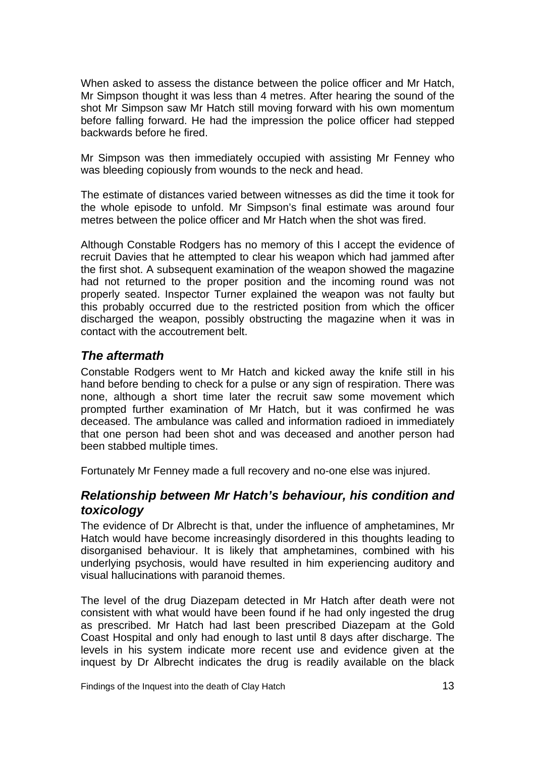When asked to assess the distance between the police officer and Mr Hatch, Mr Simpson thought it was less than 4 metres. After hearing the sound of the shot Mr Simpson saw Mr Hatch still moving forward with his own momentum before falling forward. He had the impression the police officer had stepped backwards before he fired.

Mr Simpson was then immediately occupied with assisting Mr Fenney who was bleeding copiously from wounds to the neck and head.

The estimate of distances varied between witnesses as did the time it took for the whole episode to unfold. Mr Simpson's final estimate was around four metres between the police officer and Mr Hatch when the shot was fired.

Although Constable Rodgers has no memory of this I accept the evidence of recruit Davies that he attempted to clear his weapon which had jammed after the first shot. A subsequent examination of the weapon showed the magazine had not returned to the proper position and the incoming round was not properly seated. Inspector Turner explained the weapon was not faulty but this probably occurred due to the restricted position from which the officer discharged the weapon, possibly obstructing the magazine when it was in contact with the accoutrement belt.

## *The aftermath*

Constable Rodgers went to Mr Hatch and kicked away the knife still in his hand before bending to check for a pulse or any sign of respiration. There was none, although a short time later the recruit saw some movement which prompted further examination of Mr Hatch, but it was confirmed he was deceased. The ambulance was called and information radioed in immediately that one person had been shot and was deceased and another person had been stabbed multiple times.

Fortunately Mr Fenney made a full recovery and no-one else was injured.

## *Relationship between Mr Hatch's behaviour, his condition and toxicology*

The evidence of Dr Albrecht is that, under the influence of amphetamines, Mr Hatch would have become increasingly disordered in this thoughts leading to disorganised behaviour. It is likely that amphetamines, combined with his underlying psychosis, would have resulted in him experiencing auditory and visual hallucinations with paranoid themes.

The level of the drug Diazepam detected in Mr Hatch after death were not consistent with what would have been found if he had only ingested the drug as prescribed. Mr Hatch had last been prescribed Diazepam at the Gold Coast Hospital and only had enough to last until 8 days after discharge. The levels in his system indicate more recent use and evidence given at the inquest by Dr Albrecht indicates the drug is readily available on the black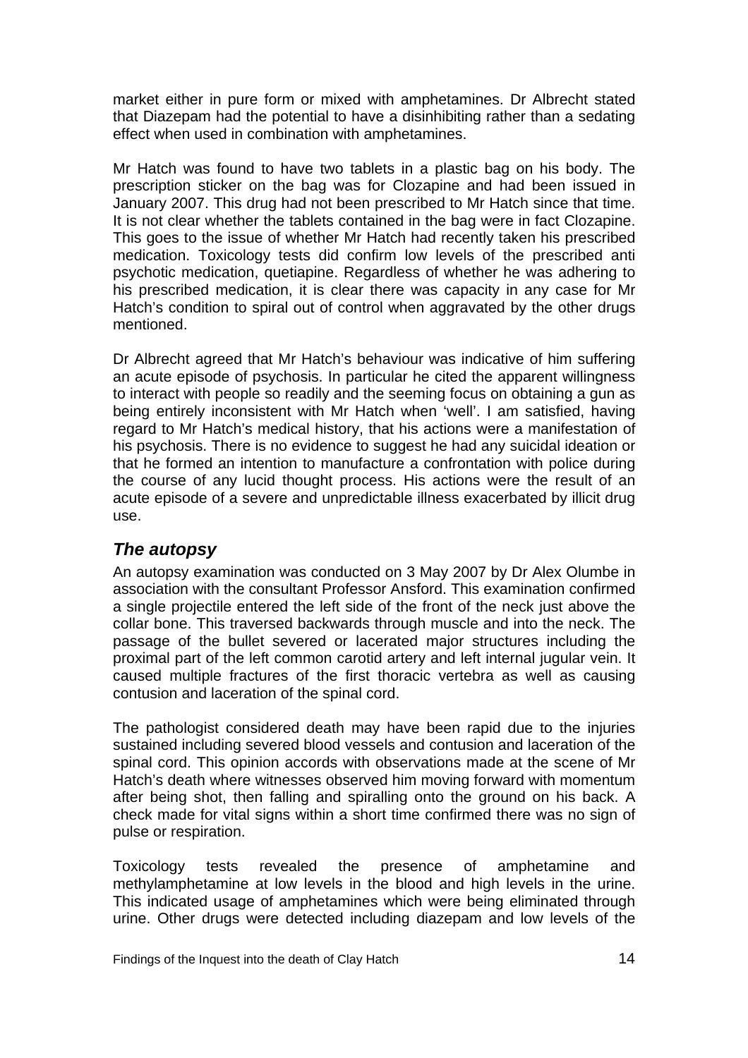market either in pure form or mixed with amphetamines. Dr Albrecht stated that Diazepam had the potential to have a disinhibiting rather than a sedating effect when used in combination with amphetamines.

Mr Hatch was found to have two tablets in a plastic bag on his body. The prescription sticker on the bag was for Clozapine and had been issued in January 2007. This drug had not been prescribed to Mr Hatch since that time. It is not clear whether the tablets contained in the bag were in fact Clozapine. This goes to the issue of whether Mr Hatch had recently taken his prescribed medication. Toxicology tests did confirm low levels of the prescribed anti psychotic medication, quetiapine. Regardless of whether he was adhering to his prescribed medication, it is clear there was capacity in any case for Mr Hatch's condition to spiral out of control when aggravated by the other drugs mentioned.

Dr Albrecht agreed that Mr Hatch's behaviour was indicative of him suffering an acute episode of psychosis. In particular he cited the apparent willingness to interact with people so readily and the seeming focus on obtaining a gun as being entirely inconsistent with Mr Hatch when 'well'. I am satisfied, having regard to Mr Hatch's medical history, that his actions were a manifestation of his psychosis. There is no evidence to suggest he had any suicidal ideation or that he formed an intention to manufacture a confrontation with police during the course of any lucid thought process. His actions were the result of an acute episode of a severe and unpredictable illness exacerbated by illicit drug use.

## *The autopsy*

An autopsy examination was conducted on 3 May 2007 by Dr Alex Olumbe in association with the consultant Professor Ansford. This examination confirmed a single projectile entered the left side of the front of the neck just above the collar bone. This traversed backwards through muscle and into the neck. The passage of the bullet severed or lacerated major structures including the proximal part of the left common carotid artery and left internal jugular vein. It caused multiple fractures of the first thoracic vertebra as well as causing contusion and laceration of the spinal cord.

The pathologist considered death may have been rapid due to the injuries sustained including severed blood vessels and contusion and laceration of the spinal cord. This opinion accords with observations made at the scene of Mr Hatch's death where witnesses observed him moving forward with momentum after being shot, then falling and spiralling onto the ground on his back. A check made for vital signs within a short time confirmed there was no sign of pulse or respiration.

Toxicology tests revealed the presence of amphetamine and methylamphetamine at low levels in the blood and high levels in the urine. This indicated usage of amphetamines which were being eliminated through urine. Other drugs were detected including diazepam and low levels of the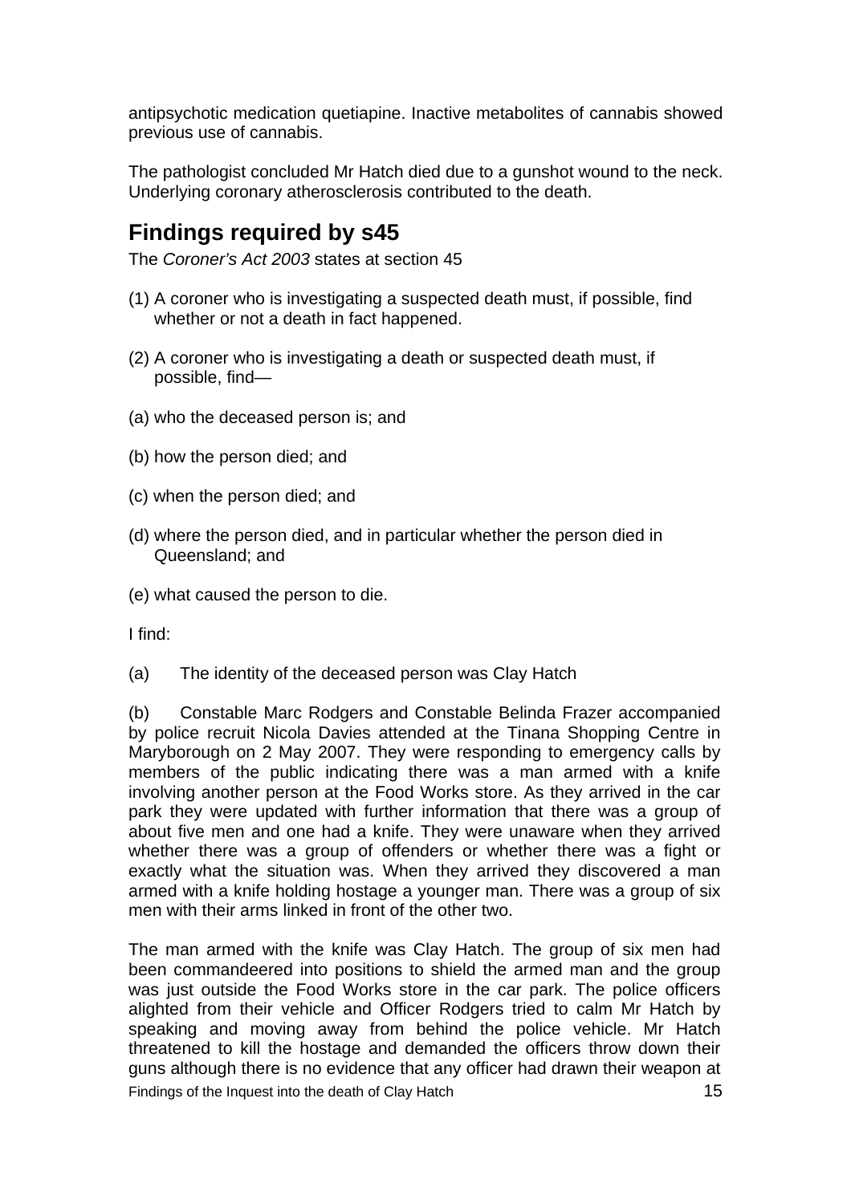antipsychotic medication quetiapine. Inactive metabolites of cannabis showed previous use of cannabis.

The pathologist concluded Mr Hatch died due to a gunshot wound to the neck. Underlying coronary atherosclerosis contributed to the death.

## Findings required by s45

The *Coroner's Act 2003* states at section 45

(1) A coroner who is investigating a suspected death must, if possible, find whether or not a death in fact happened.

(2) A coroner who is investigating a death or suspected death must, if possible, find—

(a) who the deceased person is; and

(b) how the person died; and

(c) when the person died; and

(d) where the person died, and in particular whether the person died in Queensland; and

(e) what caused the person to die.

I find:

(a) The identity of the deceased person was Clay Hatch

(b) Constable Marc Rodgers and Constable Belinda Frazer accompanied by police recruit Nicola Davies attended at the Tinana Shopping Centre in Maryborough on 2 May 2007. They were responding to emergency calls by members of the public indicating there was a man armed with a knife involving another person at the Food Works store. As they arrived in the car park they were updated with further information that there was a group of about five men and one had a knife. They were unaware when they arrived whether there was a group of offenders or whether there was a fight or exactly what the situation was. When they arrived they discovered a man armed with a knife holding hostage a younger man. There was a group of six men with their arms linked in front of the other two.

The man armed with the knife was Clay Hatch. The group of six men had been commandeered into positions to shield the armed man and the group was just outside the Food Works store in the car park. The police officers alighted from their vehicle and Officer Rodgers tried to calm Mr Hatch by speaking and moving away from behind the police vehicle. Mr Hatch threatened to kill the hostage and demanded the officers throw down their guns although there is no evidence that any officer had drawn their weapon at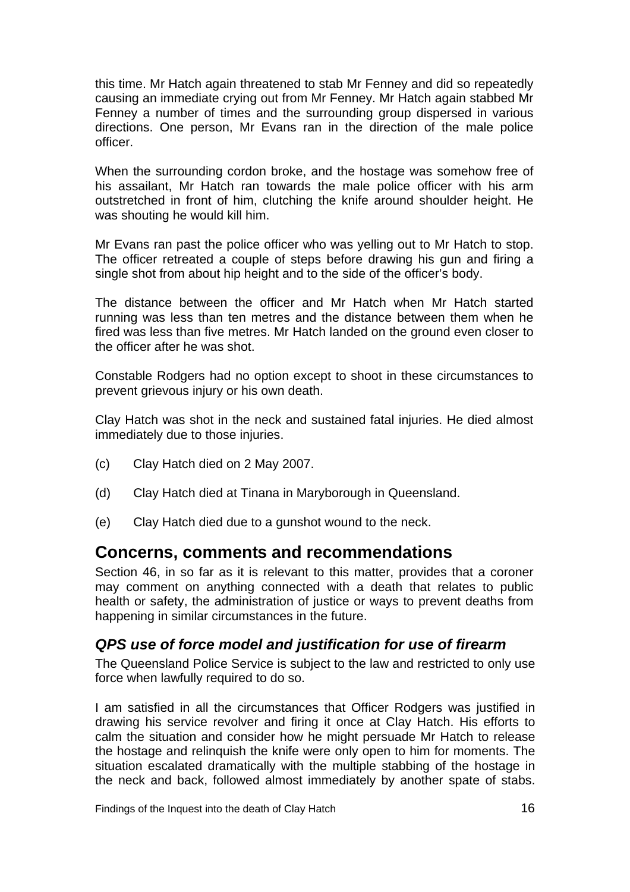this time. Mr Hatch again threatened to stab Mr Fenney and did so repeatedly causing an immediate crying out from Mr Fenney. Mr Hatch again stabbed Mr Fenney a number of times and the surrounding group dispersed in various directions. One person, Mr Evans ran in the direction of the male police officer.

When the surrounding cordon broke, and the hostage was somehow free of his assailant, Mr Hatch ran towards the male police officer with his arm outstretched in front of him, clutching the knife around shoulder height. He was shouting he would kill him.

Mr Evans ran past the police officer who was yelling out to Mr Hatch to stop. The officer retreated a couple of steps before drawing his gun and firing a single shot from about hip height and to the side of the officer's body.

The distance between the officer and Mr Hatch when Mr Hatch started running was less than ten metres and the distance between them when he fired was less than five metres. Mr Hatch landed on the ground even closer to the officer after he was shot.

Constable Rodgers had no option except to shoot in these circumstances to prevent grievous injury or his own death.

Clay Hatch was shot in the neck and sustained fatal injuries. He died almost immediately due to those injuries.

(c) Clay Hatch died on 2 May 2007.

(d) Clay Hatch died at Tinana in Maryborough in Queensland.

(e) Clay Hatch died due to a gunshot wound to the neck.

## Concerns, comments and recommendations

Section 46, in so far as it is relevant to this matter, provides that a coroner may comment on anything connected with a death that relates to public health or safety, the administration of justice or ways to prevent deaths from happening in similar circumstances in the future.

### *QPS use of force model and justification for use of firearm*

The Queensland Police Service is subject to the law and restricted to only use force when lawfully required to do so.

I am satisfied in all the circumstances that Officer Rodgers was justified in drawing his service revolver and firing it once at Clay Hatch. His efforts to calm the situation and consider how he might persuade Mr Hatch to release the hostage and relinquish the knife were only open to him for moments. The situation escalated dramatically with the multiple stabbing of the hostage in the neck and back, followed almost immediately by another spate of stabs.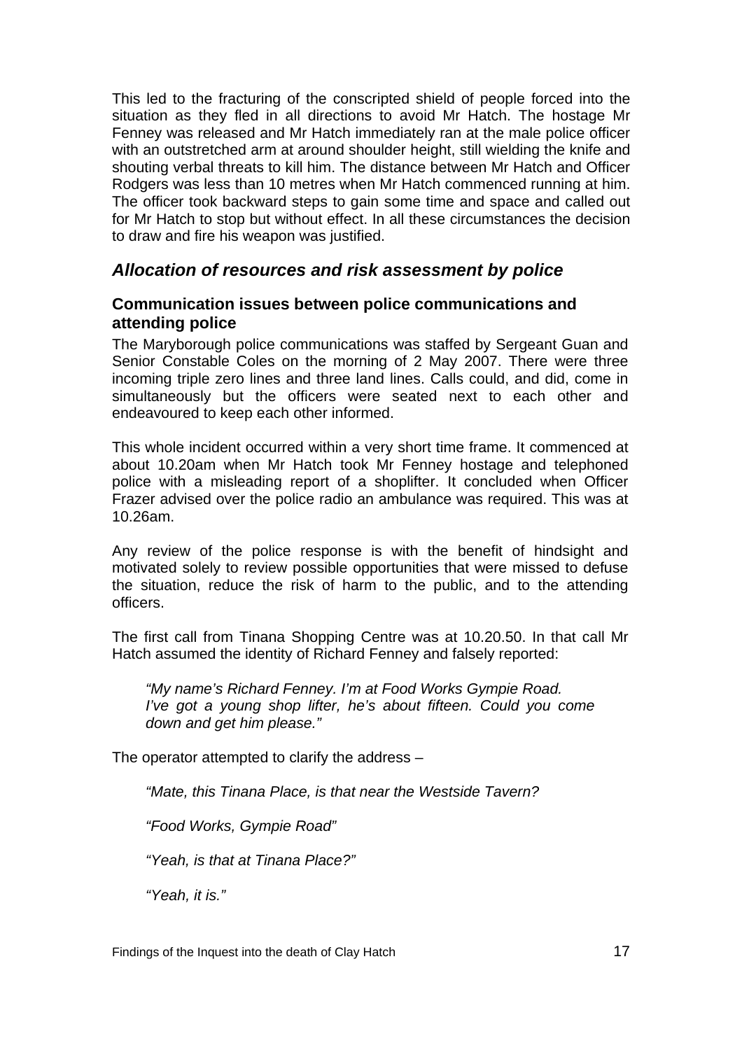This led to the fracturing of the conscripted shield of people forced into the situation as they fled in all directions to avoid Mr Hatch. The hostage Mr Fenney was released and Mr Hatch immediately ran at the male police officer with an outstretched arm at around shoulder height, still wielding the knife and shouting verbal threats to kill him. The distance between Mr Hatch and Officer Rodgers was less than 10 metres when Mr Hatch commenced running at him. The officer took backward steps to gain some time and space and called out for Mr Hatch to stop but without effect. In all these circumstances the decision to draw and fire his weapon was justified.

## *Allocation of resources and risk assessment by police*

### Communication issues between police communications and attending police

The Maryborough police communications was staffed by Sergeant Guan and Senior Constable Coles on the morning of 2 May 2007. There were three incoming triple zero lines and three land lines. Calls could, and did, come in simultaneously but the officers were seated next to each other and endeavoured to keep each other informed.

This whole incident occurred within a very short time frame. It commenced at about 10.20am when Mr Hatch took Mr Fenney hostage and telephoned police with a misleading report of a shoplifter. It concluded when Officer Frazer advised over the police radio an ambulance was required. This was at 10.26am.

Any review of the police response is with the benefit of hindsight and motivated solely to review possible opportunities that were missed to defuse the situation, reduce the risk of harm to the public, and to the attending officers.

The first call from Tinana Shopping Centre was at 10.20.50. In that call Mr Hatch assumed the identity of Richard Fenney and falsely reported:

> *"My name's Richard Fenney. I'm at Food Works Gympie Road. I've got a young shop lifter, he's about fifteen. Could you come down and get him please."*

The operator attempted to clarify the address –

> *"Mate, this Tinana Place, is that near the Westside Tavern?*
>
> *"Food Works, Gympie Road"*
>
> *"Yeah, is that at Tinana Place?"*
>
> *"Yeah, it is."*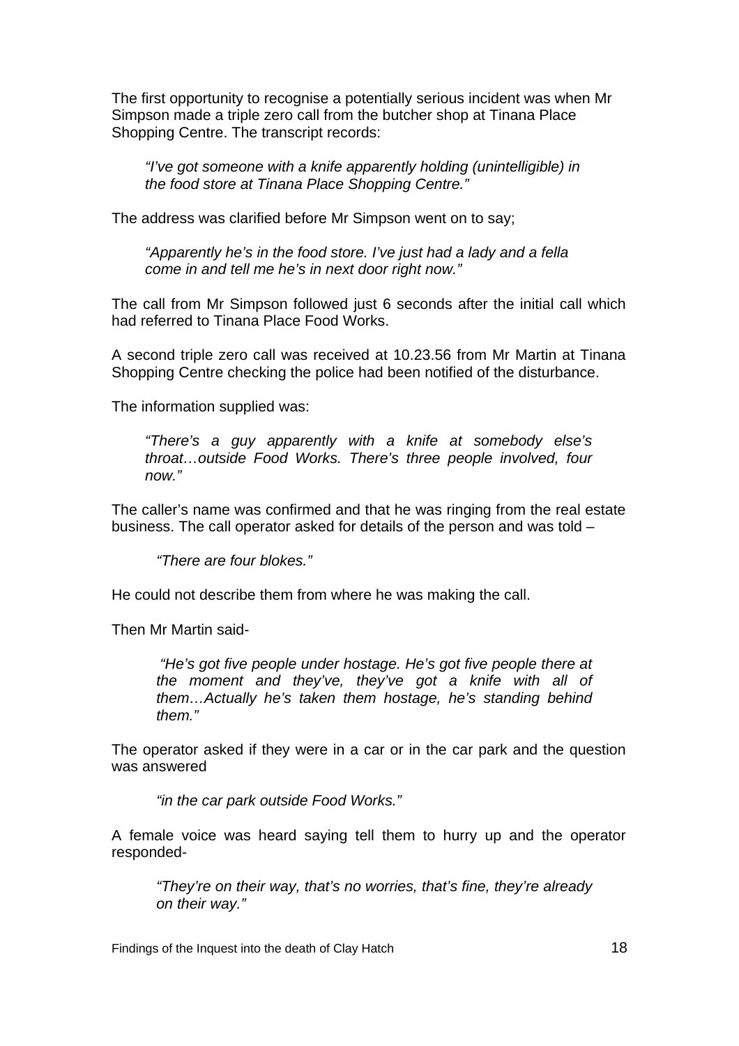The first opportunity to recognise a potentially serious incident was when Mr Simpson made a triple zero call from the butcher shop at Tinana Place Shopping Centre. The transcript records:

> *"I've got someone with a knife apparently holding (unintelligible) in the food store at Tinana Place Shopping Centre."*

The address was clarified before Mr Simpson went on to say;

> *"Apparently he's in the food store. I've just had a lady and a fella come in and tell me he's in next door right now."*

The call from Mr Simpson followed just 6 seconds after the initial call which had referred to Tinana Place Food Works.

A second triple zero call was received at 10.23.56 from Mr Martin at Tinana Shopping Centre checking the police had been notified of the disturbance.

The information supplied was:

> *"There's a guy apparently with a knife at somebody else's throat…outside Food Works. There's three people involved, four now."*

The caller's name was confirmed and that he was ringing from the real estate business. The call operator asked for details of the person and was told –

> *"There are four blokes."*

He could not describe them from where he was making the call.

Then Mr Martin said-

> *"He's got five people under hostage. He's got five people there at the moment and they've, they've got a knife with all of them…Actually he's taken them hostage, he's standing behind them."*

The operator asked if they were in a car or in the car park and the question was answered

> *"in the car park outside Food Works."*

A female voice was heard saying tell them to hurry up and the operator responded-

> *"They're on their way, that's no worries, that's fine, they're already on their way."*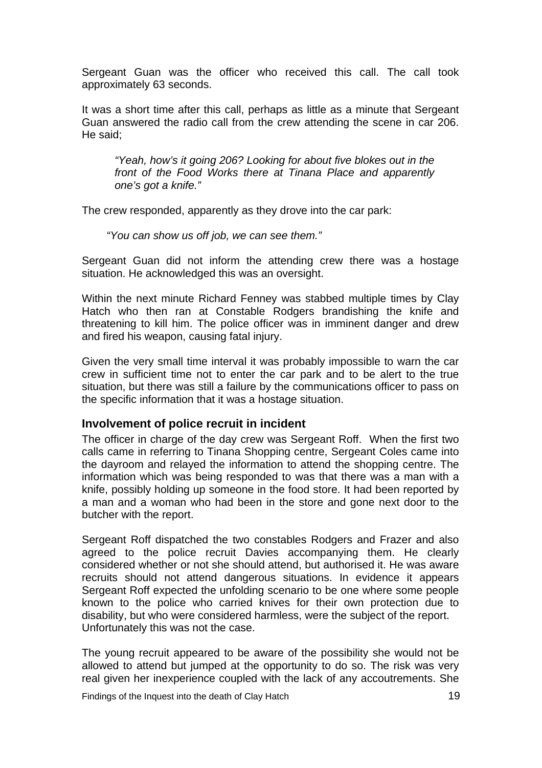Sergeant Guan was the officer who received this call. The call took approximately 63 seconds.

It was a short time after this call, perhaps as little as a minute that Sergeant Guan answered the radio call from the crew attending the scene in car 206. He said;

> *"Yeah, how's it going 206? Looking for about five blokes out in the front of the Food Works there at Tinana Place and apparently one's got a knife."*

The crew responded, apparently as they drove into the car park:

> *"You can show us off job, we can see them."*

Sergeant Guan did not inform the attending crew there was a hostage situation. He acknowledged this was an oversight.

Within the next minute Richard Fenney was stabbed multiple times by Clay Hatch who then ran at Constable Rodgers brandishing the knife and threatening to kill him. The police officer was in imminent danger and drew and fired his weapon, causing fatal injury.

Given the very small time interval it was probably impossible to warn the car crew in sufficient time not to enter the car park and to be alert to the true situation, but there was still a failure by the communications officer to pass on the specific information that it was a hostage situation.

## Involvement of police recruit in incident

The officer in charge of the day crew was Sergeant Roff. When the first two calls came in referring to Tinana Shopping centre, Sergeant Coles came into the dayroom and relayed the information to attend the shopping centre. The information which was being responded to was that there was a man with a knife, possibly holding up someone in the food store. It had been reported by a man and a woman who had been in the store and gone next door to the butcher with the report.

Sergeant Roff dispatched the two constables Rodgers and Frazer and also agreed to the police recruit Davies accompanying them. He clearly considered whether or not she should attend, but authorised it. He was aware recruits should not attend dangerous situations. In evidence it appears Sergeant Roff expected the unfolding scenario to be one where some people known to the police who carried knives for their own protection due to disability, but who were considered harmless, were the subject of the report. Unfortunately this was not the case.

The young recruit appeared to be aware of the possibility she would not be allowed to attend but jumped at the opportunity to do so. The risk was very real given her inexperience coupled with the lack of any accoutrements. She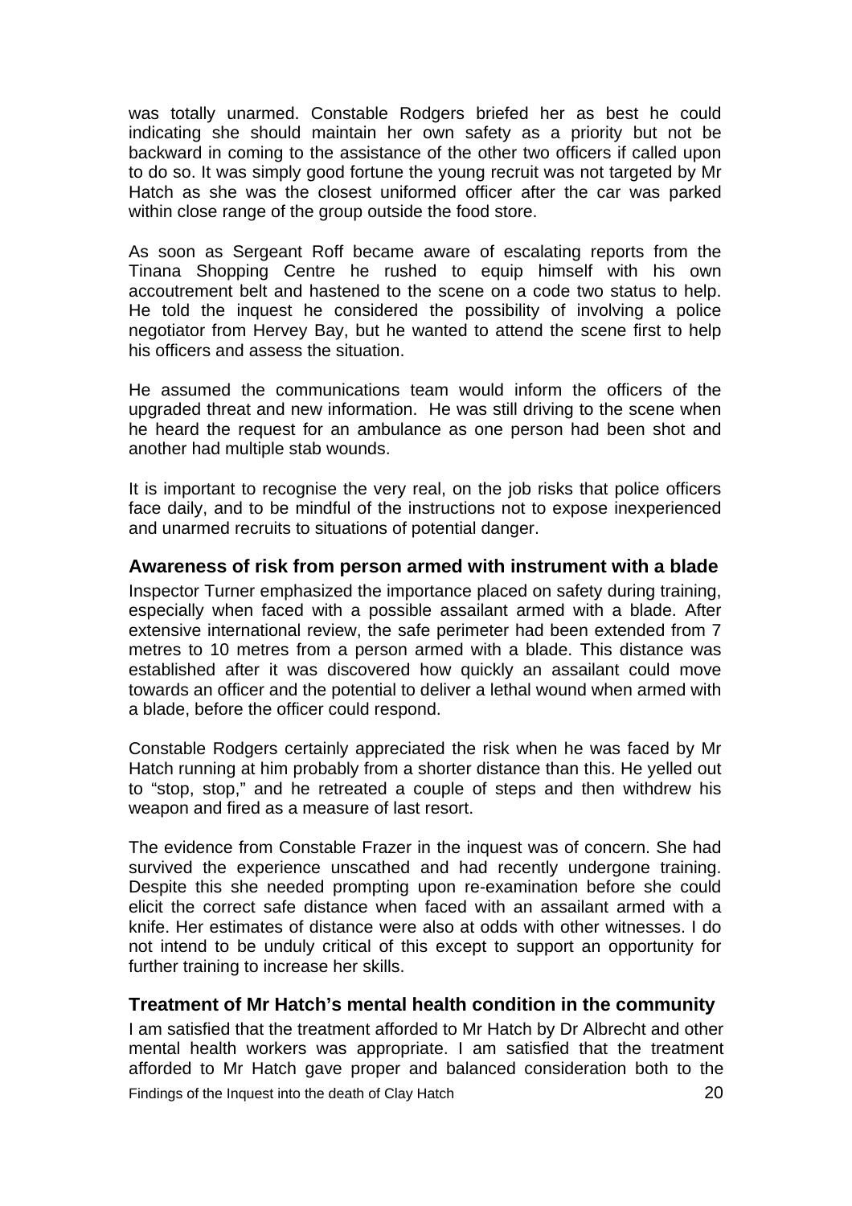was totally unarmed. Constable Rodgers briefed her as best he could indicating she should maintain her own safety as a priority but not be backward in coming to the assistance of the other two officers if called upon to do so. It was simply good fortune the young recruit was not targeted by Mr Hatch as she was the closest uniformed officer after the car was parked within close range of the group outside the food store.

As soon as Sergeant Roff became aware of escalating reports from the Tinana Shopping Centre he rushed to equip himself with his own accoutrement belt and hastened to the scene on a code two status to help. He told the inquest he considered the possibility of involving a police negotiator from Hervey Bay, but he wanted to attend the scene first to help his officers and assess the situation.

He assumed the communications team would inform the officers of the upgraded threat and new information. He was still driving to the scene when he heard the request for an ambulance as one person had been shot and another had multiple stab wounds.

It is important to recognise the very real, on the job risks that police officers face daily, and to be mindful of the instructions not to expose inexperienced and unarmed recruits to situations of potential danger.

### Awareness of risk from person armed with instrument with a blade

Inspector Turner emphasized the importance placed on safety during training, especially when faced with a possible assailant armed with a blade. After extensive international review, the safe perimeter had been extended from 7 metres to 10 metres from a person armed with a blade. This distance was established after it was discovered how quickly an assailant could move towards an officer and the potential to deliver a lethal wound when armed with a blade, before the officer could respond.

Constable Rodgers certainly appreciated the risk when he was faced by Mr Hatch running at him probably from a shorter distance than this. He yelled out to "stop, stop," and he retreated a couple of steps and then withdrew his weapon and fired as a measure of last resort.

The evidence from Constable Frazer in the inquest was of concern. She had survived the experience unscathed and had recently undergone training. Despite this she needed prompting upon re-examination before she could elicit the correct safe distance when faced with an assailant armed with a knife. Her estimates of distance were also at odds with other witnesses. I do not intend to be unduly critical of this except to support an opportunity for further training to increase her skills.

### Treatment of Mr Hatch's mental health condition in the community

I am satisfied that the treatment afforded to Mr Hatch by Dr Albrecht and other mental health workers was appropriate. I am satisfied that the treatment afforded to Mr Hatch gave proper and balanced consideration both to the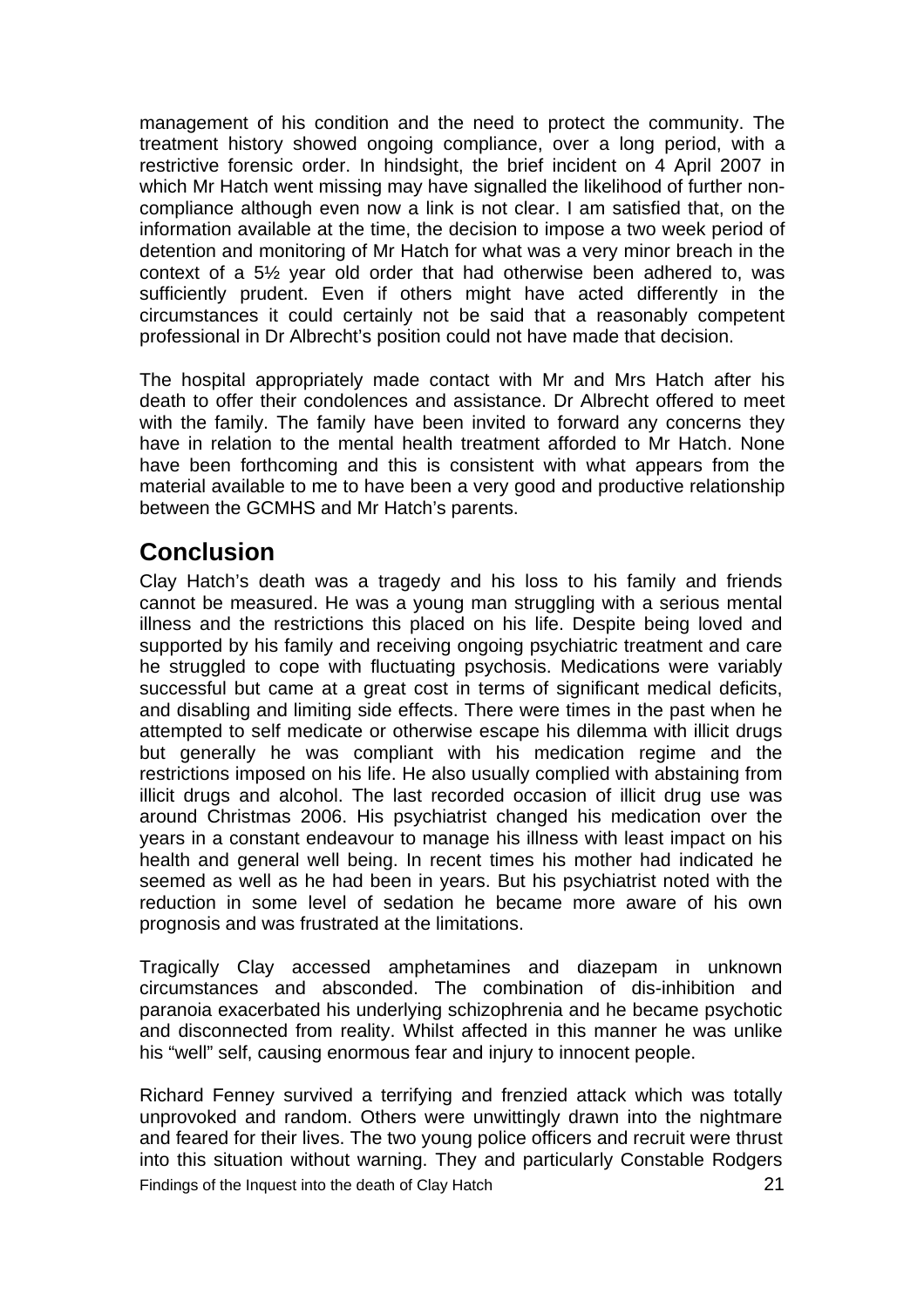management of his condition and the need to protect the community. The treatment history showed ongoing compliance, over a long period, with a restrictive forensic order. In hindsight, the brief incident on 4 April 2007 in which Mr Hatch went missing may have signalled the likelihood of further non-compliance although even now a link is not clear. I am satisfied that, on the information available at the time, the decision to impose a two week period of detention and monitoring of Mr Hatch for what was a very minor breach in the context of a 5½ year old order that had otherwise been adhered to, was sufficiently prudent. Even if others might have acted differently in the circumstances it could certainly not be said that a reasonably competent professional in Dr Albrecht's position could not have made that decision.

The hospital appropriately made contact with Mr and Mrs Hatch after his death to offer their condolences and assistance. Dr Albrecht offered to meet with the family. The family have been invited to forward any concerns they have in relation to the mental health treatment afforded to Mr Hatch. None have been forthcoming and this is consistent with what appears from the material available to me to have been a very good and productive relationship between the GCMHS and Mr Hatch's parents.

## Conclusion

Clay Hatch's death was a tragedy and his loss to his family and friends cannot be measured. He was a young man struggling with a serious mental illness and the restrictions this placed on his life. Despite being loved and supported by his family and receiving ongoing psychiatric treatment and care he struggled to cope with fluctuating psychosis. Medications were variably successful but came at a great cost in terms of significant medical deficits, and disabling and limiting side effects. There were times in the past when he attempted to self medicate or otherwise escape his dilemma with illicit drugs but generally he was compliant with his medication regime and the restrictions imposed on his life. He also usually complied with abstaining from illicit drugs and alcohol. The last recorded occasion of illicit drug use was around Christmas 2006. His psychiatrist changed his medication over the years in a constant endeavour to manage his illness with least impact on his health and general well being. In recent times his mother had indicated he seemed as well as he had been in years. But his psychiatrist noted with the reduction in some level of sedation he became more aware of his own prognosis and was frustrated at the limitations.

Tragically Clay accessed amphetamines and diazepam in unknown circumstances and absconded. The combination of dis-inhibition and paranoia exacerbated his underlying schizophrenia and he became psychotic and disconnected from reality. Whilst affected in this manner he was unlike his "well" self, causing enormous fear and injury to innocent people.

Richard Fenney survived a terrifying and frenzied attack which was totally unprovoked and random. Others were unwittingly drawn into the nightmare and feared for their lives. The two young police officers and recruit were thrust into this situation without warning. They and particularly Constable Rodgers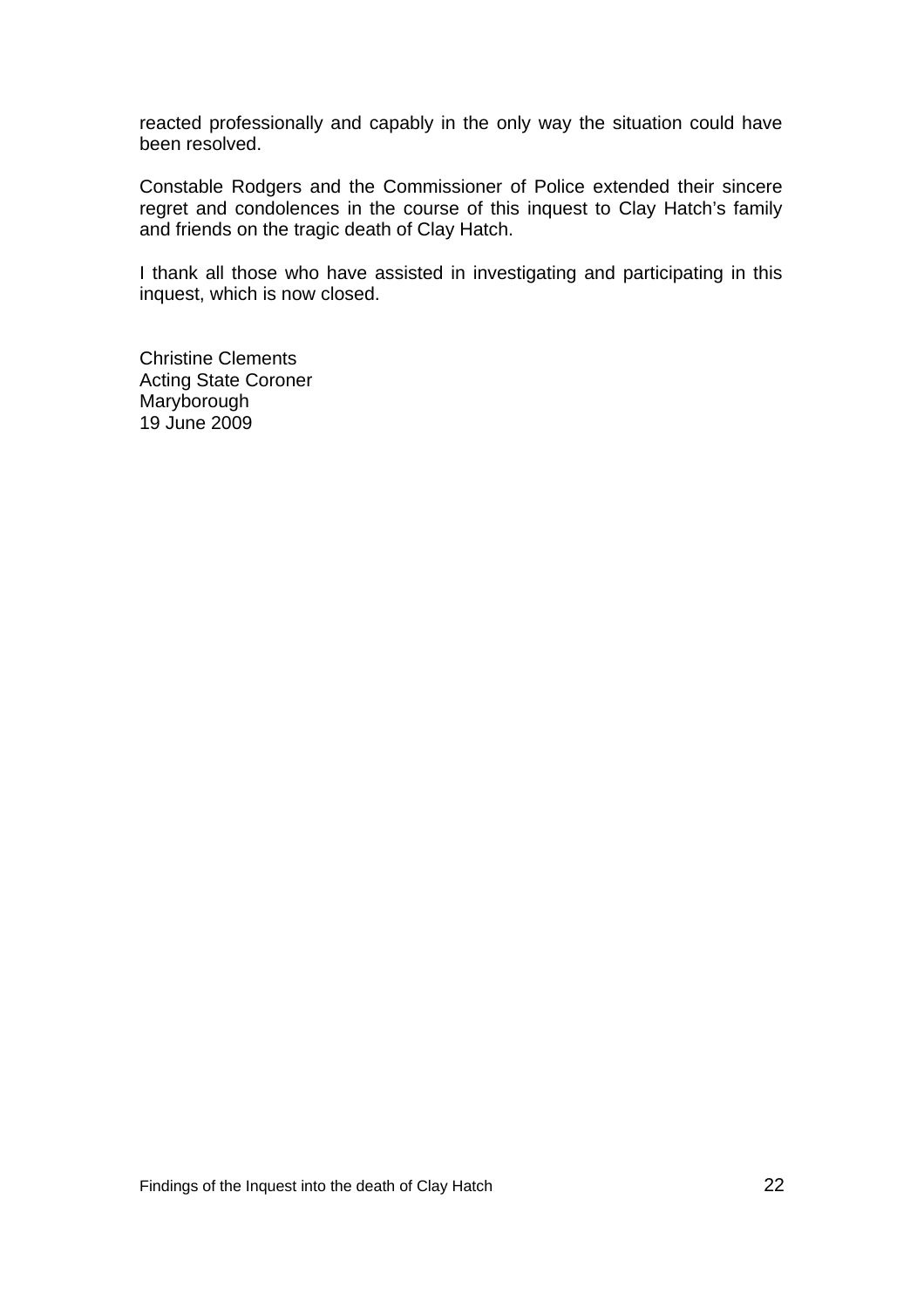reacted professionally and capably in the only way the situation could have been resolved.

Constable Rodgers and the Commissioner of Police extended their sincere regret and condolences in the course of this inquest to Clay Hatch's family and friends on the tragic death of Clay Hatch.

I thank all those who have assisted in investigating and participating in this inquest, which is now closed.

Christine Clements  
Acting State Coroner  
Maryborough  
19 June 2009